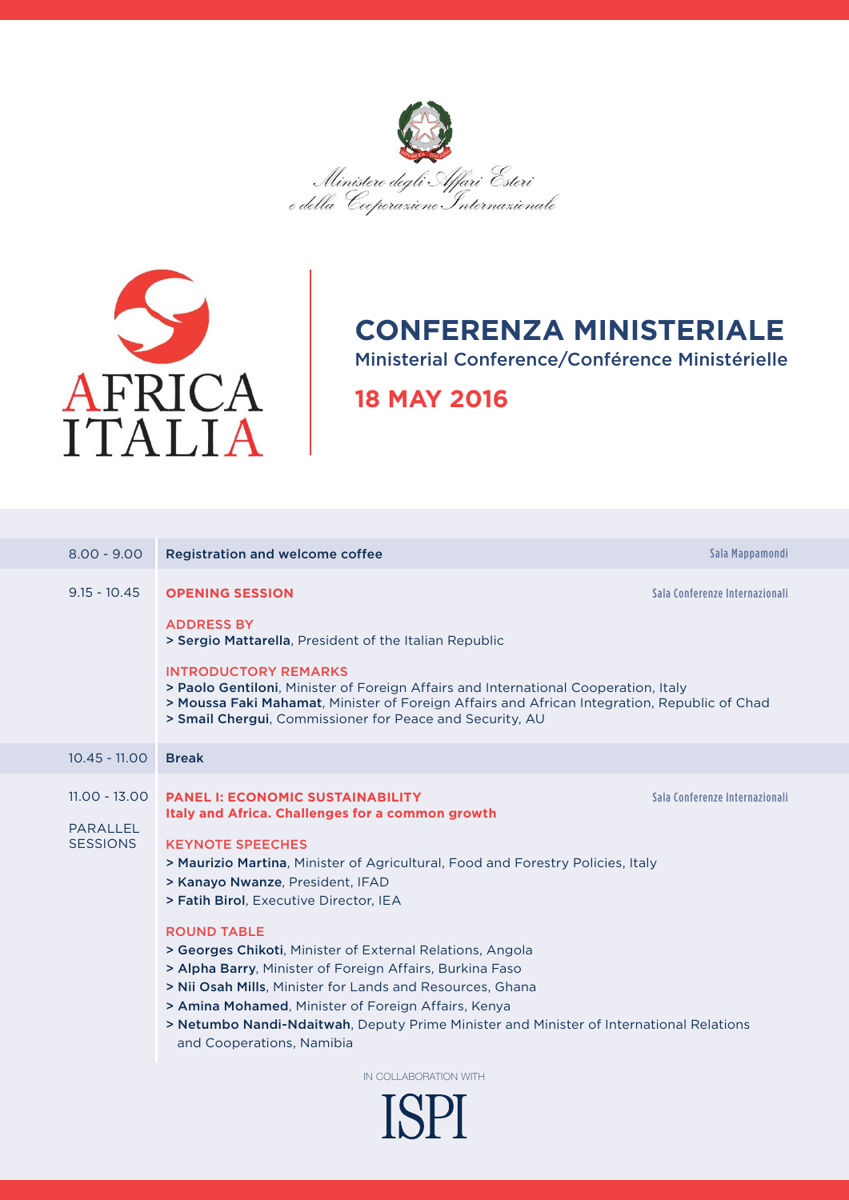Ministero degli Affari Esteri
e della Cooperazione Internazionale

AFRICA
ITALIA

# CONFERENZA MINISTERIALE

Ministerial Conference/Conférence Ministérielle

## 18 MAY 2016

| | | |
|---|---|---|
| 8.00 - 9.00 | **Registration and welcome coffee** | Sala Mappamondi |
| 9.15 - 10.45 | **OPENING SESSION**<br><br>ADDRESS BY<br>> **Sergio Mattarella**, President of the Italian Republic<br><br>INTRODUCTORY REMARKS<br>> **Paolo Gentiloni**, Minister of Foreign Affairs and International Cooperation, Italy<br>> **Moussa Faki Mahamat**, Minister of Foreign Affairs and African Integration, Republic of Chad<br>> **Smail Chergui**, Commissioner for Peace and Security, AU | Sala Conferenze Internazionali |
| 10.45 - 11.00 | **Break** | |
| 11.00 - 13.00<br><br>PARALLEL SESSIONS | **PANEL I: ECONOMIC SUSTAINABILITY**<br>**Italy and Africa. Challenges for a common growth**<br><br>KEYNOTE SPEECHES<br>> **Maurizio Martina**, Minister of Agricultural, Food and Forestry Policies, Italy<br>> **Kanayo Nwanze**, President, IFAD<br>> **Fatih Birol**, Executive Director, IEA<br><br>ROUND TABLE<br>> **Georges Chikoti**, Minister of External Relations, Angola<br>> **Alpha Barry**, Minister of Foreign Affairs, Burkina Faso<br>> **Nii Osah Mills**, Minister for Lands and Resources, Ghana<br>> **Amina Mohamed**, Minister of Foreign Affairs, Kenya<br>> **Netumbo Nandi-Ndaitwah**, Deputy Prime Minister and Minister of International Relations and Cooperations, Namibia | Sala Conferenze Internazionali |

IN COLLABORATION WITH

ISPI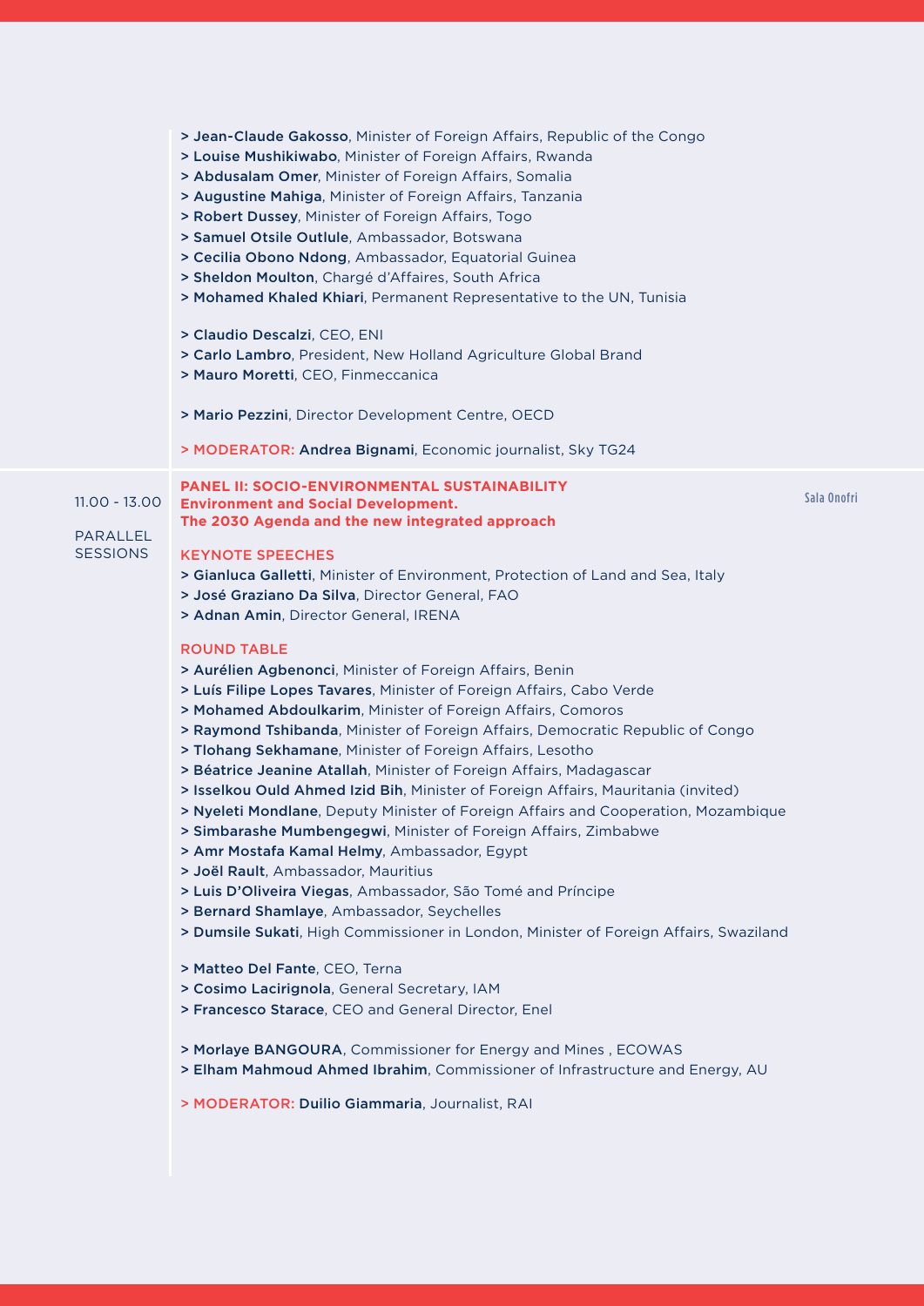- > **Jean-Claude Gakosso**, Minister of Foreign Affairs, Republic of the Congo
- > **Louise Mushikiwabo**, Minister of Foreign Affairs, Rwanda
- > **Abdusalam Omer**, Minister of Foreign Affairs, Somalia
- > **Augustine Mahiga**, Minister of Foreign Affairs, Tanzania
- > **Robert Dussey**, Minister of Foreign Affairs, Togo
- > **Samuel Otsile Outlule**, Ambassador, Botswana
- > **Cecilia Obono Ndong**, Ambassador, Equatorial Guinea
- > **Sheldon Moulton**, Chargé d'Affaires, South Africa
- > **Mohamed Khaled Khiari**, Permanent Representative to the UN, Tunisia

- > **Claudio Descalzi**, CEO, ENI
- > **Carlo Lambro**, President, New Holland Agriculture Global Brand
- > **Mauro Moretti**, CEO, Finmeccanica

- > **Mario Pezzini**, Director Development Centre, OECD

> MODERATOR: **Andrea Bignami**, Economic journalist, Sky TG24

---

11.00 - 13.00

PARALLEL SESSIONS

## PANEL II: SOCIO-ENVIRONMENTAL SUSTAINABILITY

**Environment and Social Development.**
**The 2030 Agenda and the new integrated approach**

Sala Onofri

### KEYNOTE SPEECHES

- > **Gianluca Galletti**, Minister of Environment, Protection of Land and Sea, Italy
- > **José Graziano Da Silva**, Director General, FAO
- > **Adnan Amin**, Director General, IRENA

### ROUND TABLE

- > **Aurélien Agbenonci**, Minister of Foreign Affairs, Benin
- > **Luís Filipe Lopes Tavares**, Minister of Foreign Affairs, Cabo Verde
- > **Mohamed Abdoulkarim**, Minister of Foreign Affairs, Comoros
- > **Raymond Tshibanda**, Minister of Foreign Affairs, Democratic Republic of Congo
- > **Tlohang Sekhamane**, Minister of Foreign Affairs, Lesotho
- > **Béatrice Jeanine Atallah**, Minister of Foreign Affairs, Madagascar
- > **Isselkou Ould Ahmed Izid Bih**, Minister of Foreign Affairs, Mauritania (invited)
- > **Nyeleti Mondlane**, Deputy Minister of Foreign Affairs and Cooperation, Mozambique
- > **Simbarashe Mumbengegwi**, Minister of Foreign Affairs, Zimbabwe
- > **Amr Mostafa Kamal Helmy**, Ambassador, Egypt
- > **Joël Rault**, Ambassador, Mauritius
- > **Luis D'Oliveira Viegas**, Ambassador, São Tomé and Príncipe
- > **Bernard Shamlaye**, Ambassador, Seychelles
- > **Dumsile Sukati**, High Commissioner in London, Minister of Foreign Affairs, Swaziland

- > **Matteo Del Fante**, CEO, Terna
- > **Cosimo Lacirignola**, General Secretary, IAM
- > **Francesco Starace**, CEO and General Director, Enel

- > **Morlaye BANGOURA**, Commissioner for Energy and Mines , ECOWAS
- > **Elham Mahmoud Ahmed Ibrahim**, Commissioner of Infrastructure and Energy, AU

> MODERATOR: **Duilio Giammaria**, Journalist, RAI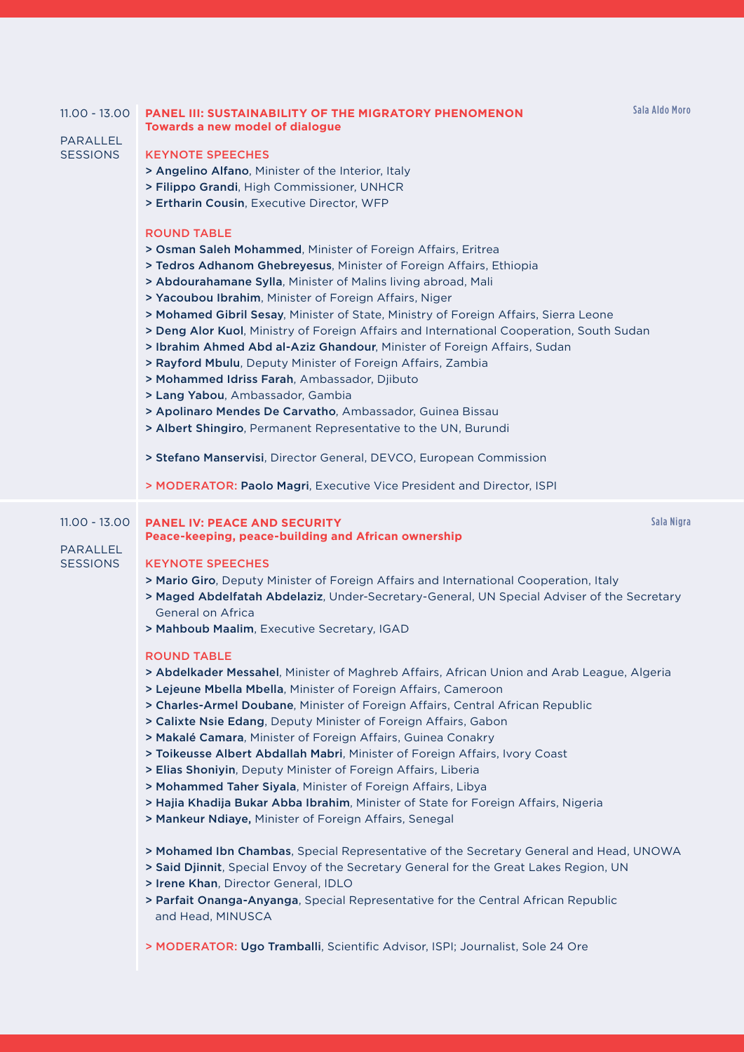11.00 - 13.00

PARALLEL SESSIONS

## PANEL III: SUSTAINABILITY OF THE MIGRATORY PHENOMENON

**Towards a new model of dialogue**

Sala Aldo Moro

### KEYNOTE SPEECHES

- **Angelino Alfano**, Minister of the Interior, Italy
- **Filippo Grandi**, High Commissioner, UNHCR
- **Ertharin Cousin**, Executive Director, WFP

### ROUND TABLE

- **Osman Saleh Mohammed**, Minister of Foreign Affairs, Eritrea
- **Tedros Adhanom Ghebreyesus**, Minister of Foreign Affairs, Ethiopia
- **Abdourahamane Sylla**, Minister of Malins living abroad, Mali
- **Yacoubou Ibrahim**, Minister of Foreign Affairs, Niger
- **Mohamed Gibril Sesay**, Minister of State, Ministry of Foreign Affairs, Sierra Leone
- **Deng Alor Kuol**, Ministry of Foreign Affairs and International Cooperation, South Sudan
- **Ibrahim Ahmed Abd al-Aziz Ghandour**, Minister of Foreign Affairs, Sudan
- **Rayford Mbulu**, Deputy Minister of Foreign Affairs, Zambia
- **Mohammed Idriss Farah**, Ambassador, Djibuto
- **Lang Yabou**, Ambassador, Gambia
- **Apolinaro Mendes De Carvatho**, Ambassador, Guinea Bissau
- **Albert Shingiro**, Permanent Representative to the UN, Burundi

- **Stefano Manservisi**, Director General, DEVCO, European Commission

- MODERATOR: **Paolo Magri**, Executive Vice President and Director, ISPI

---

11.00 - 13.00

PARALLEL SESSIONS

## PANEL IV: PEACE AND SECURITY

**Peace-keeping, peace-building and African ownership**

Sala Nigra

### KEYNOTE SPEECHES

- **Mario Giro**, Deputy Minister of Foreign Affairs and International Cooperation, Italy
- **Maged Abdelfatah Abdelaziz**, Under-Secretary-General, UN Special Adviser of the Secretary General on Africa
- **Mahboub Maalim**, Executive Secretary, IGAD

### ROUND TABLE

- **Abdelkader Messahel**, Minister of Maghreb Affairs, African Union and Arab League, Algeria
- **Lejeune Mbella Mbella**, Minister of Foreign Affairs, Cameroon
- **Charles-Armel Doubane**, Minister of Foreign Affairs, Central African Republic
- **Calixte Nsie Edang**, Deputy Minister of Foreign Affairs, Gabon
- **Makalé Camara**, Minister of Foreign Affairs, Guinea Conakry
- **Toikeusse Albert Abdallah Mabri**, Minister of Foreign Affairs, Ivory Coast
- **Elias Shoniyin**, Deputy Minister of Foreign Affairs, Liberia
- **Mohammed Taher Siyala**, Minister of Foreign Affairs, Libya
- **Hajia Khadija Bukar Abba Ibrahim**, Minister of State for Foreign Affairs, Nigeria
- **Mankeur Ndiaye,** Minister of Foreign Affairs, Senegal

- **Mohamed Ibn Chambas**, Special Representative of the Secretary General and Head, UNOWA
- **Said Djinnit**, Special Envoy of the Secretary General for the Great Lakes Region, UN
- **Irene Khan**, Director General, IDLO
- **Parfait Onanga-Anyanga**, Special Representative for the Central African Republic and Head, MINUSCA

- MODERATOR: **Ugo Tramballi**, Scientific Advisor, ISPI; Journalist, Sole 24 Ore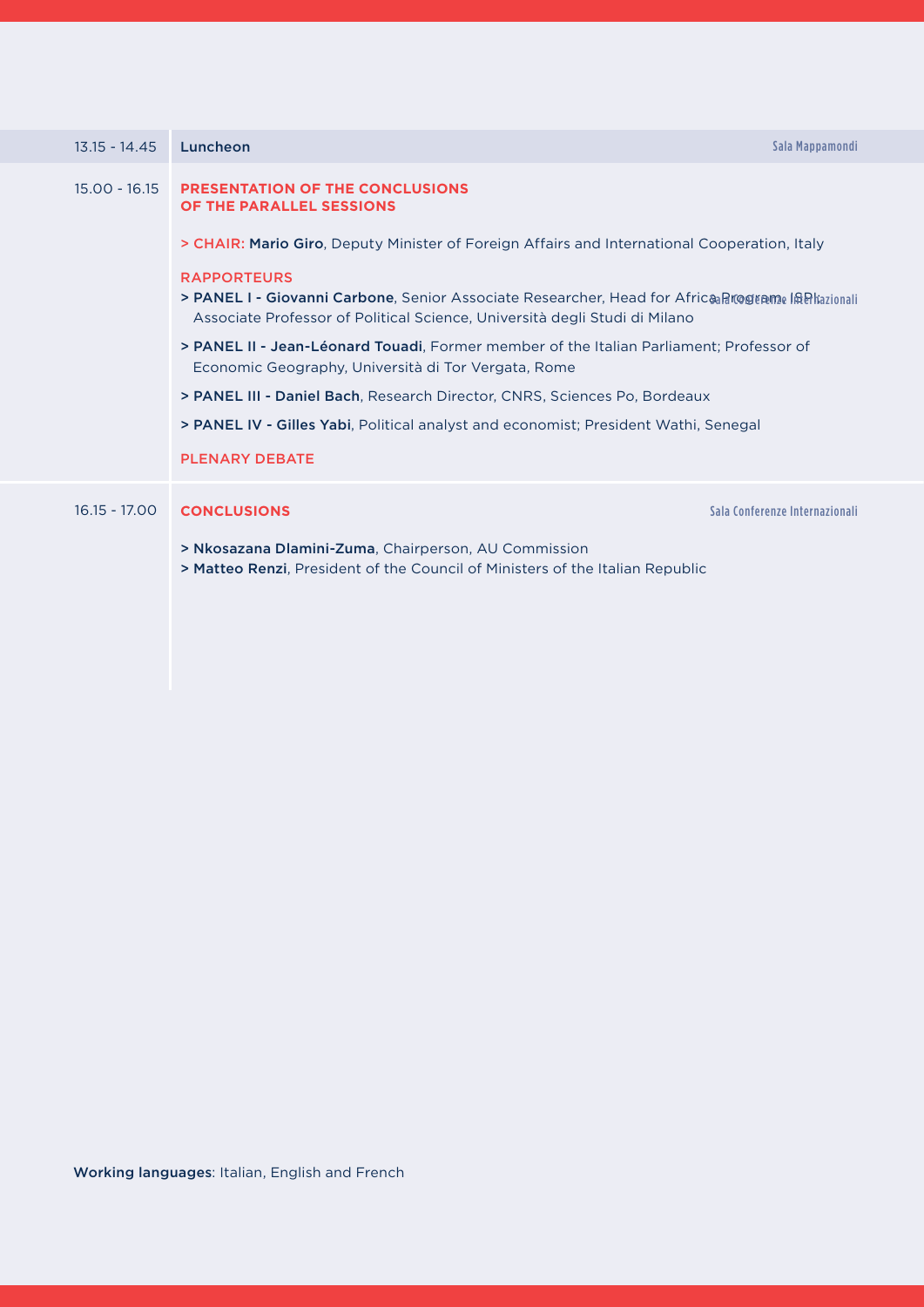| | | |
|---|---|---|
| 13.15 - 14.45 | Luncheon | Sala Mappamondi |

15.00 - 16.15 **PRESENTATION OF THE CONCLUSIONS OF THE PARALLEL SESSIONS**

> CHAIR: **Mario Giro**, Deputy Minister of Foreign Affairs and International Cooperation, Italy

Sala Conferenze Internazionali

RAPPORTEURS

> **PANEL I - Giovanni Carbone**, Senior Associate Researcher, Head for Africa Program, ISPI; Associate Professor of Political Science, Università degli Studi di Milano

> **PANEL II - Jean-Léonard Touadi**, Former member of the Italian Parliament; Professor of Economic Geography, Università di Tor Vergata, Rome

> **PANEL III - Daniel Bach**, Research Director, CNRS, Sciences Po, Bordeaux

> **PANEL IV - Gilles Yabi**, Political analyst and economist; President Wathi, Senegal

PLENARY DEBATE

16.15 - 17.00 **CONCLUSIONS**

Sala Conferenze Internazionali

> **Nkosazana Dlamini-Zuma**, Chairperson, AU Commission
> **Matteo Renzi**, President of the Council of Ministers of the Italian Republic

**Working languages**: Italian, English and French